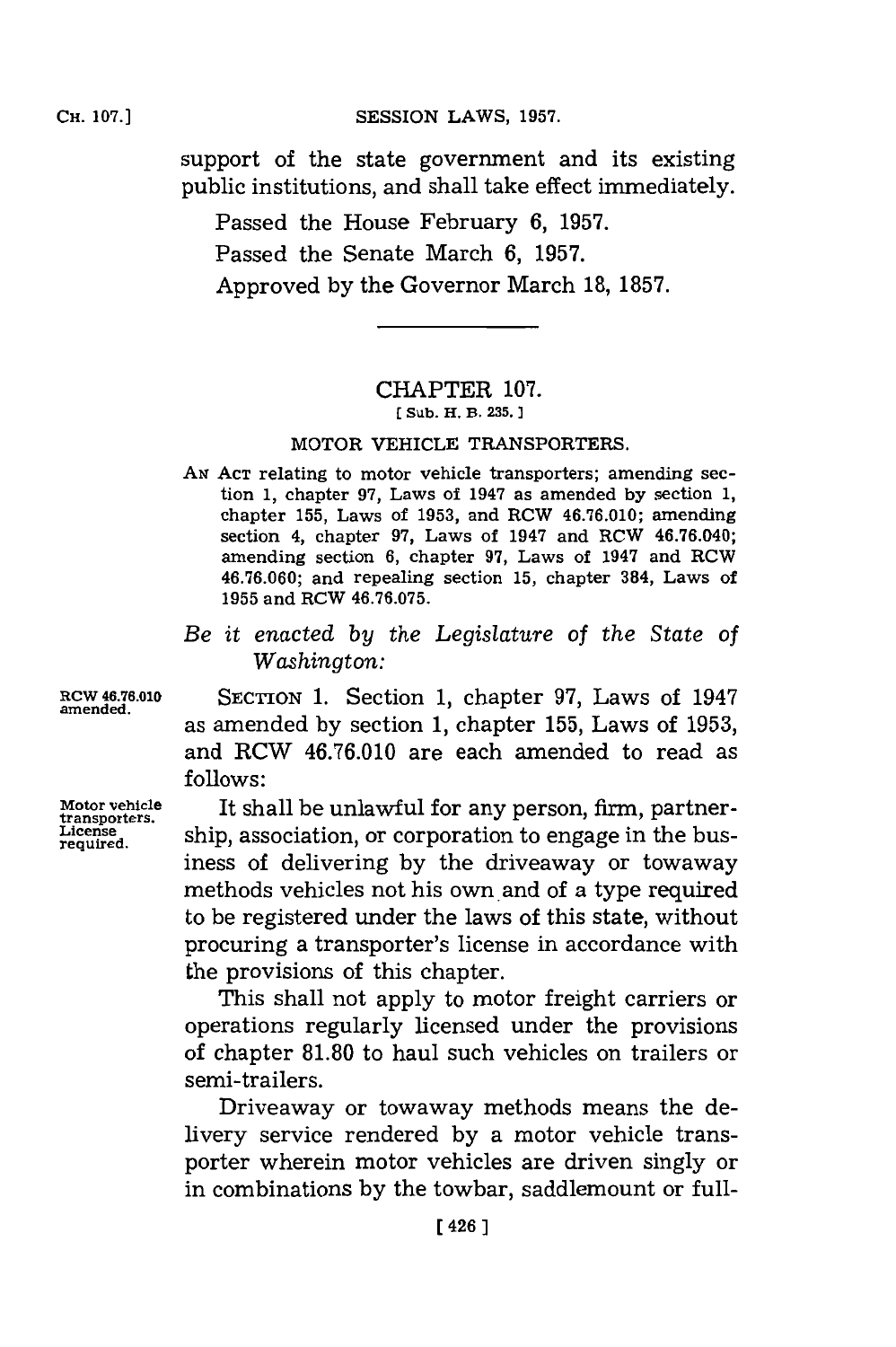support of the state government and its existing public institutions, and shall take effect immediately.

Passed the House February 6, 1957.

Passed the Senate March 6, 1957.

Approved by the Governor March 18, 1857.

## CHAPTER 107.

[ Sub. H. B. 235. ]

### MOTOR VEHICLE TRANSPORTERS.

AN ACT relating to motor vehicle transporters; amending section 1, chapter 97, Laws of 1947 as amended by section 1, chapter 155, Laws of 1953, and RCW 46.76.010; amending section 4, chapter 97, Laws of 1947 and RCW 46.76.040; amending section 6, chapter 97, Laws of 1947 and RCW 46.76.060; and repealing section 15, chapter 384, Laws of 1955 and RCW 46.76.075.

*Be it enacted by the Legislature of the State of Washington:*

RCW 46.76.010 amended.

SECTION 1. Section 1, chapter 97, Laws of 1947 as amended by section 1, chapter 155, Laws of 1953, and RCW 46.76.010 are each amended to read as follows:

Motor vehicle transporters. License required.

It shall be unlawful for any person, firm, partnership, association, or corporation to engage in the business of delivering by the driveaway or towaway methods vehicles not his own and of a type required to be registered under the laws of this state, without procuring a transporter's license in accordance with the provisions of this chapter.

This shall not apply to motor freight carriers or operations regularly licensed under the provisions of chapter 81.80 to haul such vehicles on trailers or semi-trailers.

Driveaway or towaway methods means the delivery service rendered by a motor vehicle transporter wherein motor vehicles are driven singly or in combinations by the towbar, saddlemount or full-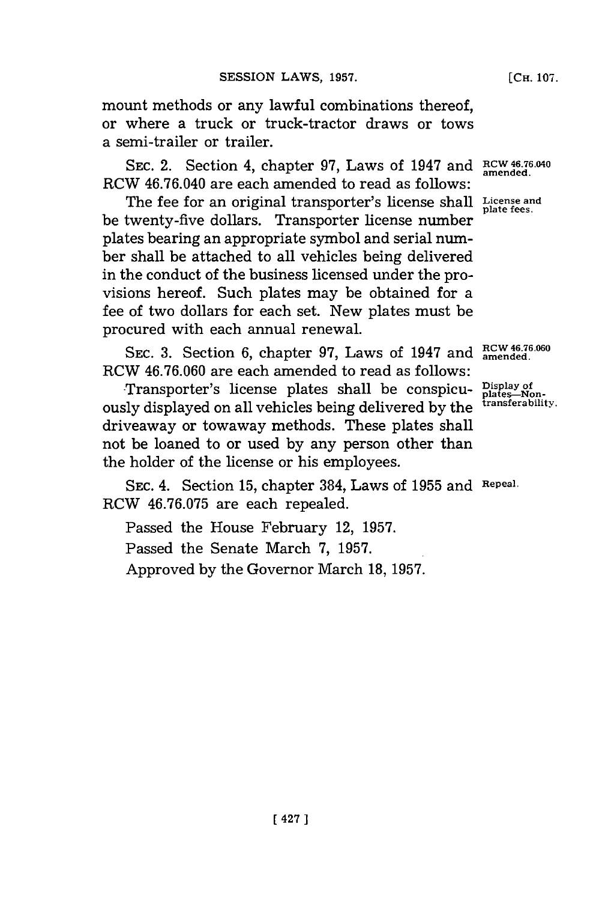mount methods or any lawful combinations thereof, or where a truck or truck-tractor draws or tows a semi-trailer or trailer.

SEC. 2. Section 4, chapter 97, Laws of 1947 and RCW 46.76.040 are each amended to read as follows:

RCW 46.76.040 amended.

The fee for an original transporter's license shall be twenty-five dollars. Transporter license number plates bearing an appropriate symbol and serial number shall be attached to all vehicles being delivered in the conduct of the business licensed under the provisions hereof. Such plates may be obtained for a fee of two dollars for each set. New plates must be procured with each annual renewal.

License and plate fees.

SEC. 3. Section 6, chapter 97, Laws of 1947 and RCW 46.76.060 are each amended to read as follows:

RCW 46.76.060 amended.

Transporter's license plates shall be conspicuously displayed on all vehicles being delivered by the driveaway or towaway methods. These plates shall not be loaned to or used by any person other than the holder of the license or his employees.

Display of plates—Non-transferability.

SEC. 4. Section 15, chapter 384, Laws of 1955 and RCW 46.76.075 are each repealed.

Repeal.

Passed the House February 12, 1957.

Passed the Senate March 7, 1957.

Approved by the Governor March 18, 1957.